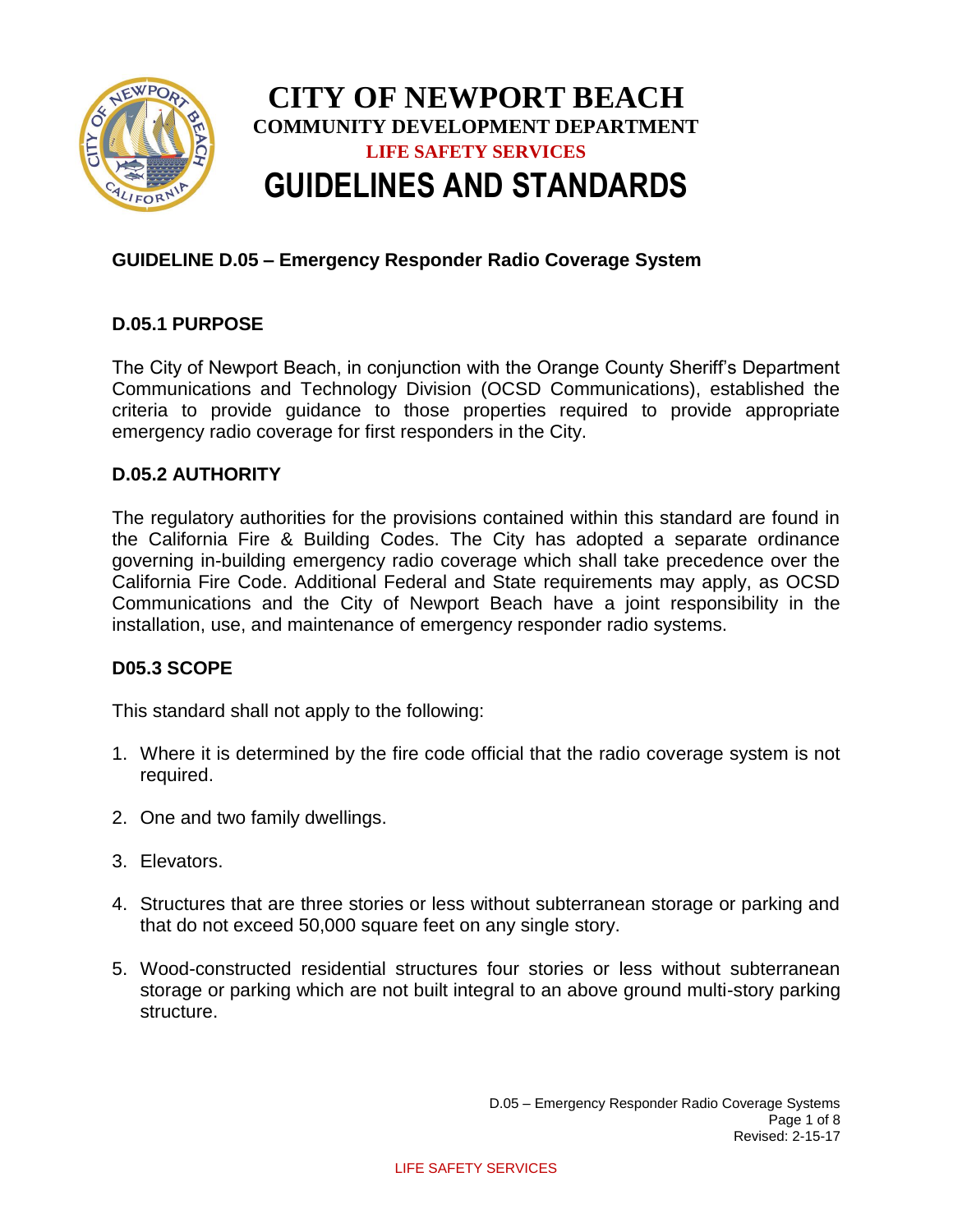# CITY OF NEWPORT BEACH

## COMMUNITY DEVELOPMENT DEPARTMENT

### LIFE SAFETY SERVICES

# GUIDELINES AND STANDARDS

## GUIDELINE D.05 – Emergency Responder Radio Coverage System

### D.05.1 PURPOSE

The City of Newport Beach, in conjunction with the Orange County Sheriff's Department Communications and Technology Division (OCSD Communications), established the criteria to provide guidance to those properties required to provide appropriate emergency radio coverage for first responders in the City.

### D.05.2 AUTHORITY

The regulatory authorities for the provisions contained within this standard are found in the California Fire & Building Codes. The City has adopted a separate ordinance governing in-building emergency radio coverage which shall take precedence over the California Fire Code. Additional Federal and State requirements may apply, as OCSD Communications and the City of Newport Beach have a joint responsibility in the installation, use, and maintenance of emergency responder radio systems.

### D05.3 SCOPE

This standard shall not apply to the following:

1. Where it is determined by the fire code official that the radio coverage system is not required.
2. One and two family dwellings.
3. Elevators.
4. Structures that are three stories or less without subterranean storage or parking and that do not exceed 50,000 square feet on any single story.
5. Wood-constructed residential structures four stories or less without subterranean storage or parking which are not built integral to an above ground multi-story parking structure.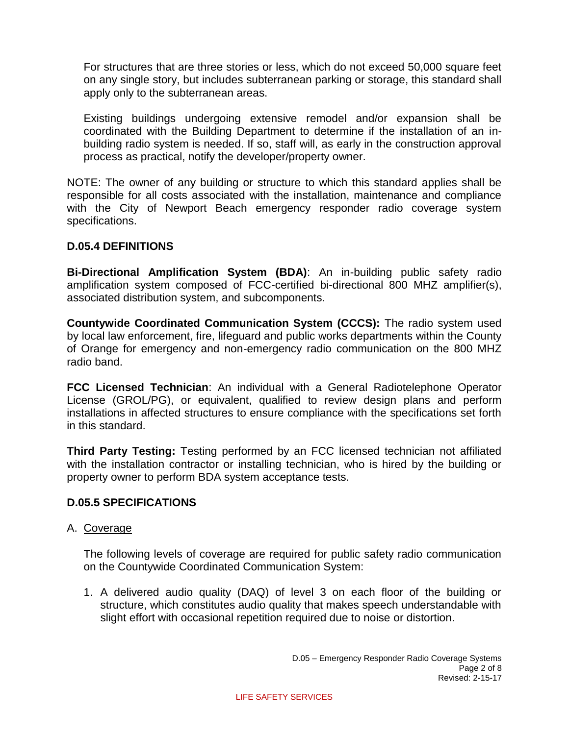For structures that are three stories or less, which do not exceed 50,000 square feet on any single story, but includes subterranean parking or storage, this standard shall apply only to the subterranean areas.

Existing buildings undergoing extensive remodel and/or expansion shall be coordinated with the Building Department to determine if the installation of an in-building radio system is needed. If so, staff will, as early in the construction approval process as practical, notify the developer/property owner.

NOTE: The owner of any building or structure to which this standard applies shall be responsible for all costs associated with the installation, maintenance and compliance with the City of Newport Beach emergency responder radio coverage system specifications.

## D.05.4 DEFINITIONS

**Bi-Directional Amplification System (BDA)**: An in-building public safety radio amplification system composed of FCC-certified bi-directional 800 MHZ amplifier(s), associated distribution system, and subcomponents.

**Countywide Coordinated Communication System (CCCS):** The radio system used by local law enforcement, fire, lifeguard and public works departments within the County of Orange for emergency and non-emergency radio communication on the 800 MHZ radio band.

**FCC Licensed Technician**: An individual with a General Radiotelephone Operator License (GROL/PG), or equivalent, qualified to review design plans and perform installations in affected structures to ensure compliance with the specifications set forth in this standard.

**Third Party Testing:** Testing performed by an FCC licensed technician not affiliated with the installation contractor or installing technician, who is hired by the building or property owner to perform BDA system acceptance tests.

## D.05.5 SPECIFICATIONS

A. Coverage

The following levels of coverage are required for public safety radio communication on the Countywide Coordinated Communication System:

1. A delivered audio quality (DAQ) of level 3 on each floor of the building or structure, which constitutes audio quality that makes speech understandable with slight effort with occasional repetition required due to noise or distortion.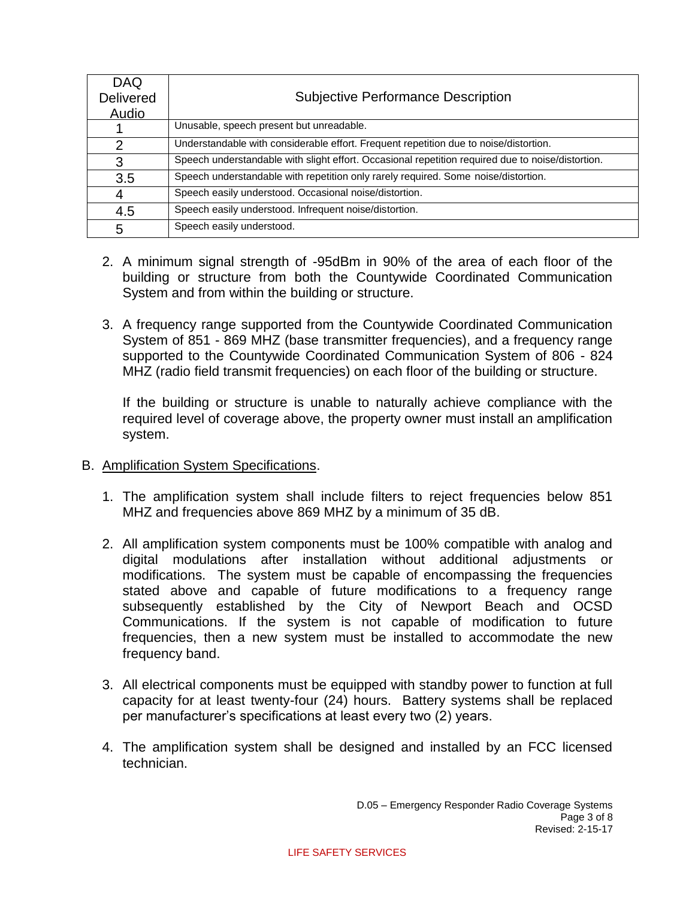| DAQ Delivered Audio | Subjective Performance Description |
|---|---|
| 1 | Unusable, speech present but unreadable. |
| 2 | Understandable with considerable effort. Frequent repetition due to noise/distortion. |
| 3 | Speech understandable with slight effort. Occasional repetition required due to noise/distortion. |
| 3.5 | Speech understandable with repetition only rarely required. Some noise/distortion. |
| 4 | Speech easily understood. Occasional noise/distortion. |
| 4.5 | Speech easily understood. Infrequent noise/distortion. |
| 5 | Speech easily understood. |

2. A minimum signal strength of -95dBm in 90% of the area of each floor of the building or structure from both the Countywide Coordinated Communication System and from within the building or structure.

3. A frequency range supported from the Countywide Coordinated Communication System of 851 - 869 MHZ (base transmitter frequencies), and a frequency range supported to the Countywide Coordinated Communication System of 806 - 824 MHZ (radio field transmit frequencies) on each floor of the building or structure.

   If the building or structure is unable to naturally achieve compliance with the required level of coverage above, the property owner must install an amplification system.

B. Amplification System Specifications.

1. The amplification system shall include filters to reject frequencies below 851 MHZ and frequencies above 869 MHZ by a minimum of 35 dB.

2. All amplification system components must be 100% compatible with analog and digital modulations after installation without additional adjustments or modifications. The system must be capable of encompassing the frequencies stated above and capable of future modifications to a frequency range subsequently established by the City of Newport Beach and OCSD Communications. If the system is not capable of modification to future frequencies, then a new system must be installed to accommodate the new frequency band.

3. All electrical components must be equipped with standby power to function at full capacity for at least twenty-four (24) hours. Battery systems shall be replaced per manufacturer's specifications at least every two (2) years.

4. The amplification system shall be designed and installed by an FCC licensed technician.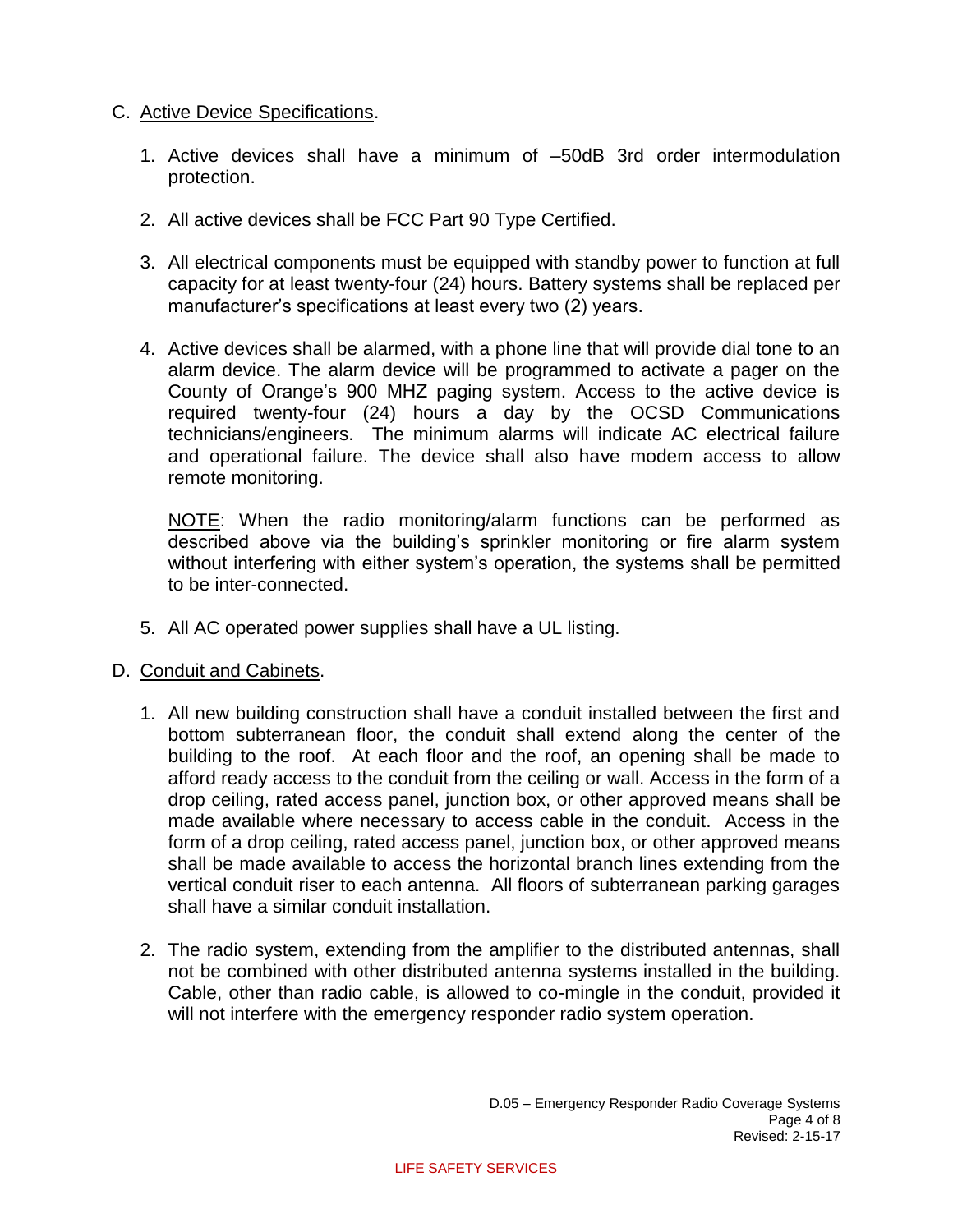C. Active Device Specifications.

1. Active devices shall have a minimum of –50dB 3rd order intermodulation protection.

2. All active devices shall be FCC Part 90 Type Certified.

3. All electrical components must be equipped with standby power to function at full capacity for at least twenty-four (24) hours. Battery systems shall be replaced per manufacturer's specifications at least every two (2) years.

4. Active devices shall be alarmed, with a phone line that will provide dial tone to an alarm device. The alarm device will be programmed to activate a pager on the County of Orange's 900 MHZ paging system. Access to the active device is required twenty-four (24) hours a day by the OCSD Communications technicians/engineers. The minimum alarms will indicate AC electrical failure and operational failure. The device shall also have modem access to allow remote monitoring.

   NOTE: When the radio monitoring/alarm functions can be performed as described above via the building's sprinkler monitoring or fire alarm system without interfering with either system's operation, the systems shall be permitted to be inter-connected.

5. All AC operated power supplies shall have a UL listing.

D. Conduit and Cabinets.

1. All new building construction shall have a conduit installed between the first and bottom subterranean floor, the conduit shall extend along the center of the building to the roof. At each floor and the roof, an opening shall be made to afford ready access to the conduit from the ceiling or wall. Access in the form of a drop ceiling, rated access panel, junction box, or other approved means shall be made available where necessary to access cable in the conduit. Access in the form of a drop ceiling, rated access panel, junction box, or other approved means shall be made available to access the horizontal branch lines extending from the vertical conduit riser to each antenna. All floors of subterranean parking garages shall have a similar conduit installation.

2. The radio system, extending from the amplifier to the distributed antennas, shall not be combined with other distributed antenna systems installed in the building. Cable, other than radio cable, is allowed to co-mingle in the conduit, provided it will not interfere with the emergency responder radio system operation.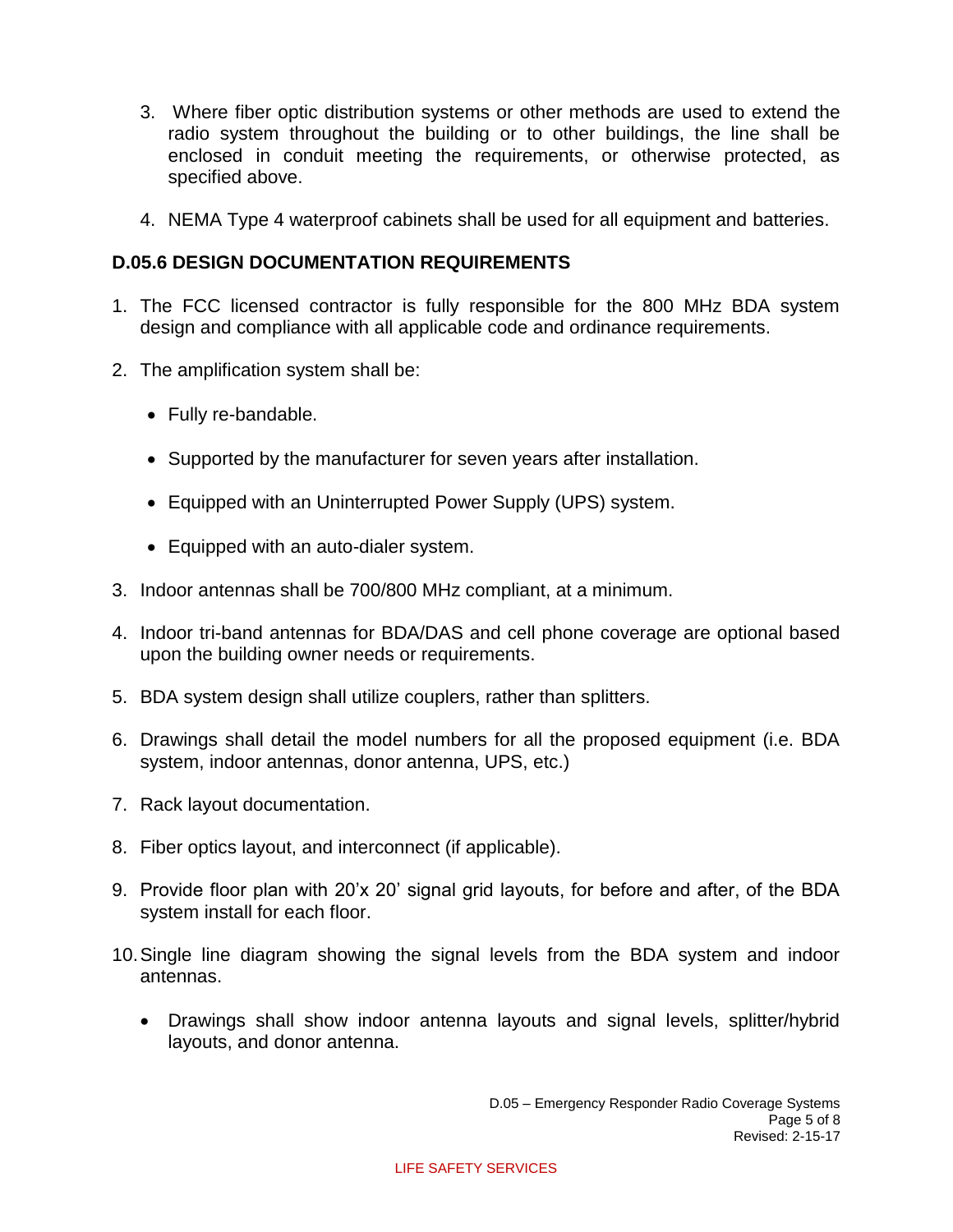3. Where fiber optic distribution systems or other methods are used to extend the radio system throughout the building or to other buildings, the line shall be enclosed in conduit meeting the requirements, or otherwise protected, as specified above.

4. NEMA Type 4 waterproof cabinets shall be used for all equipment and batteries.

### D.05.6 DESIGN DOCUMENTATION REQUIREMENTS

1. The FCC licensed contractor is fully responsible for the 800 MHz BDA system design and compliance with all applicable code and ordinance requirements.

2. The amplification system shall be:

    - Fully re-bandable.
    - Supported by the manufacturer for seven years after installation.
    - Equipped with an Uninterrupted Power Supply (UPS) system.
    - Equipped with an auto-dialer system.

3. Indoor antennas shall be 700/800 MHz compliant, at a minimum.

4. Indoor tri-band antennas for BDA/DAS and cell phone coverage are optional based upon the building owner needs or requirements.

5. BDA system design shall utilize couplers, rather than splitters.

6. Drawings shall detail the model numbers for all the proposed equipment (i.e. BDA system, indoor antennas, donor antenna, UPS, etc.)

7. Rack layout documentation.

8. Fiber optics layout, and interconnect (if applicable).

9. Provide floor plan with 20'x 20' signal grid layouts, for before and after, of the BDA system install for each floor.

10. Single line diagram showing the signal levels from the BDA system and indoor antennas.

    - Drawings shall show indoor antenna layouts and signal levels, splitter/hybrid layouts, and donor antenna.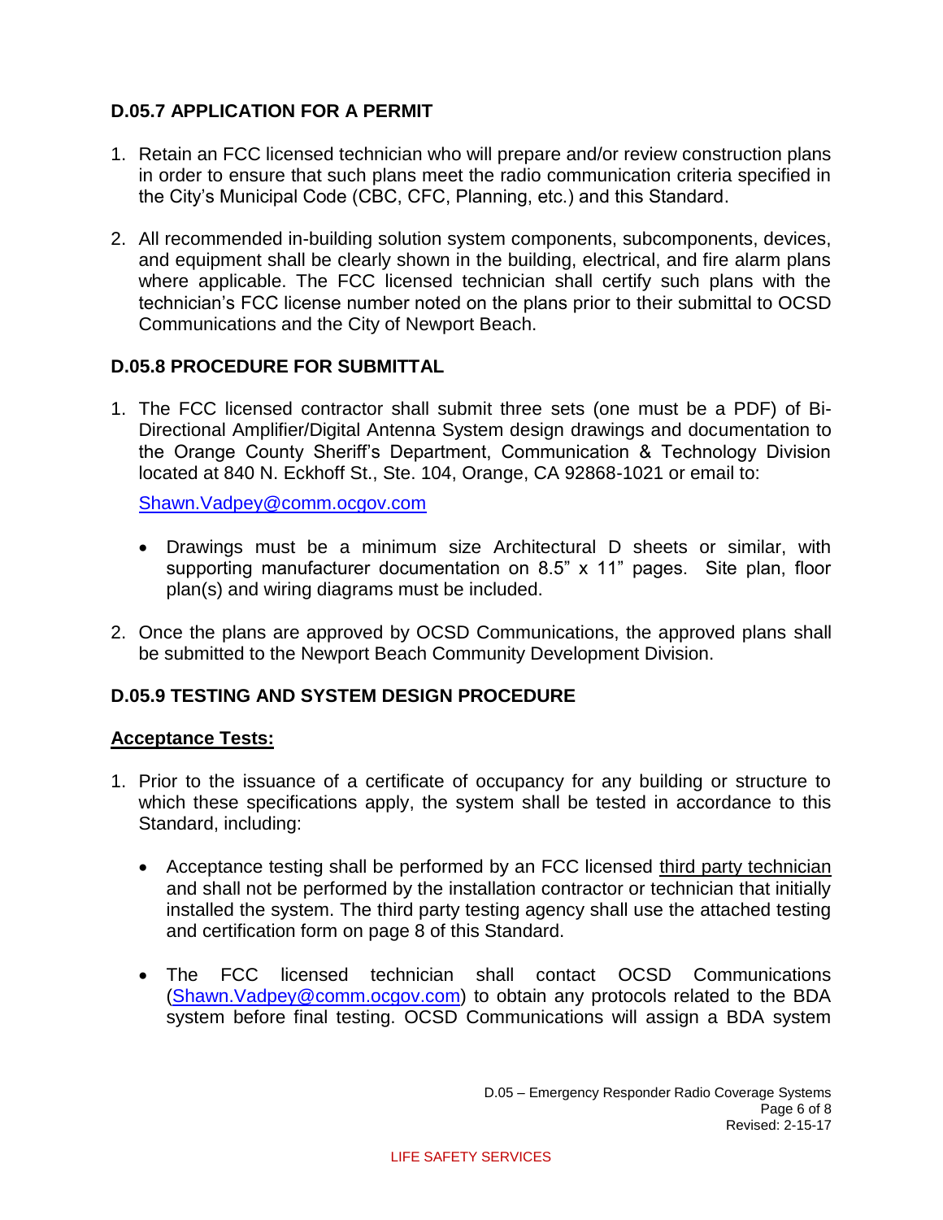## D.05.7 APPLICATION FOR A PERMIT

1. Retain an FCC licensed technician who will prepare and/or review construction plans in order to ensure that such plans meet the radio communication criteria specified in the City's Municipal Code (CBC, CFC, Planning, etc.) and this Standard.

2. All recommended in-building solution system components, subcomponents, devices, and equipment shall be clearly shown in the building, electrical, and fire alarm plans where applicable. The FCC licensed technician shall certify such plans with the technician's FCC license number noted on the plans prior to their submittal to OCSD Communications and the City of Newport Beach.

## D.05.8 PROCEDURE FOR SUBMITTAL

1. The FCC licensed contractor shall submit three sets (one must be a PDF) of Bi-Directional Amplifier/Digital Antenna System design drawings and documentation to the Orange County Sheriff's Department, Communication & Technology Division located at 840 N. Eckhoff St., Ste. 104, Orange, CA 92868-1021 or email to:

   Shawn.Vadpey@comm.ocgov.com

   - Drawings must be a minimum size Architectural D sheets or similar, with supporting manufacturer documentation on 8.5" x 11" pages. Site plan, floor plan(s) and wiring diagrams must be included.

2. Once the plans are approved by OCSD Communications, the approved plans shall be submitted to the Newport Beach Community Development Division.

## D.05.9 TESTING AND SYSTEM DESIGN PROCEDURE

**Acceptance Tests:**

1. Prior to the issuance of a certificate of occupancy for any building or structure to which these specifications apply, the system shall be tested in accordance to this Standard, including:

   - Acceptance testing shall be performed by an FCC licensed third party technician and shall not be performed by the installation contractor or technician that initially installed the system. The third party testing agency shall use the attached testing and certification form on page 8 of this Standard.

   - The FCC licensed technician shall contact OCSD Communications (Shawn.Vadpey@comm.ocgov.com) to obtain any protocols related to the BDA system before final testing. OCSD Communications will assign a BDA system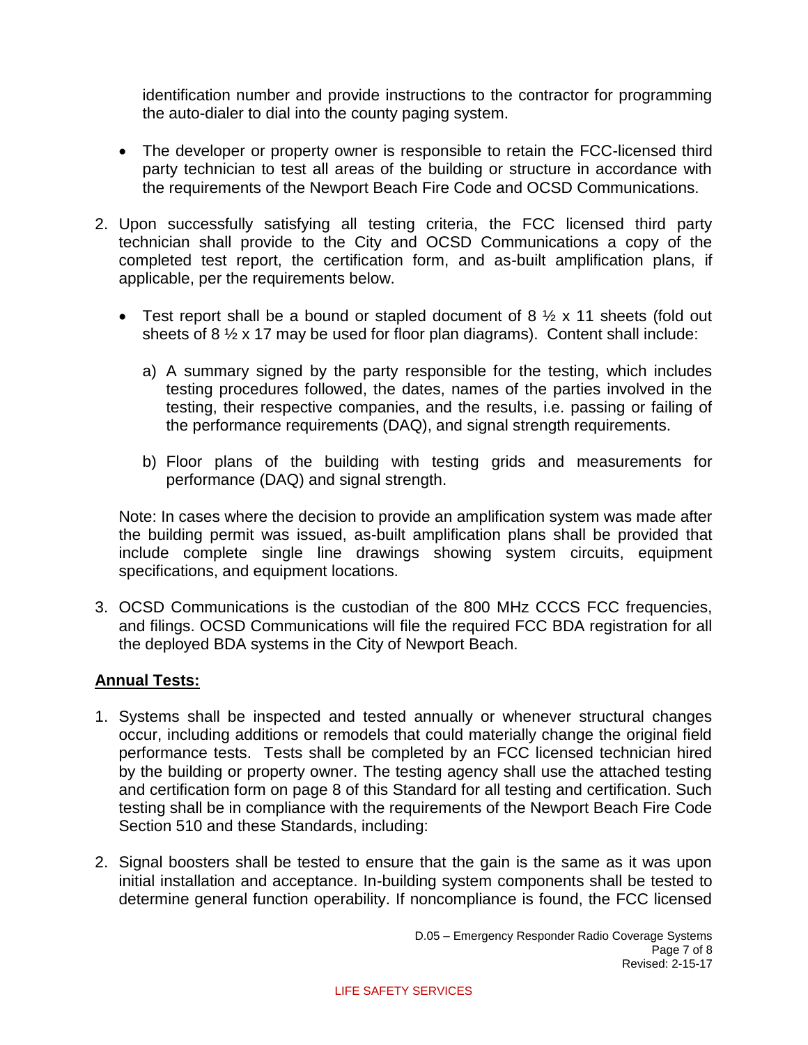identification number and provide instructions to the contractor for programming the auto-dialer to dial into the county paging system.

- The developer or property owner is responsible to retain the FCC-licensed third party technician to test all areas of the building or structure in accordance with the requirements of the Newport Beach Fire Code and OCSD Communications.

2. Upon successfully satisfying all testing criteria, the FCC licensed third party technician shall provide to the City and OCSD Communications a copy of the completed test report, the certification form, and as-built amplification plans, if applicable, per the requirements below.

   - Test report shall be a bound or stapled document of 8 ½ x 11 sheets (fold out sheets of 8 ½ x 17 may be used for floor plan diagrams). Content shall include:

     a) A summary signed by the party responsible for the testing, which includes testing procedures followed, the dates, names of the parties involved in the testing, their respective companies, and the results, i.e. passing or failing of the performance requirements (DAQ), and signal strength requirements.

     b) Floor plans of the building with testing grids and measurements for performance (DAQ) and signal strength.

   Note: In cases where the decision to provide an amplification system was made after the building permit was issued, as-built amplification plans shall be provided that include complete single line drawings showing system circuits, equipment specifications, and equipment locations.

3. OCSD Communications is the custodian of the 800 MHz CCCS FCC frequencies, and filings. OCSD Communications will file the required FCC BDA registration for all the deployed BDA systems in the City of Newport Beach.

**Annual Tests:**

1. Systems shall be inspected and tested annually or whenever structural changes occur, including additions or remodels that could materially change the original field performance tests. Tests shall be completed by an FCC licensed technician hired by the building or property owner. The testing agency shall use the attached testing and certification form on page 8 of this Standard for all testing and certification. Such testing shall be in compliance with the requirements of the Newport Beach Fire Code Section 510 and these Standards, including:

2. Signal boosters shall be tested to ensure that the gain is the same as it was upon initial installation and acceptance. In-building system components shall be tested to determine general function operability. If noncompliance is found, the FCC licensed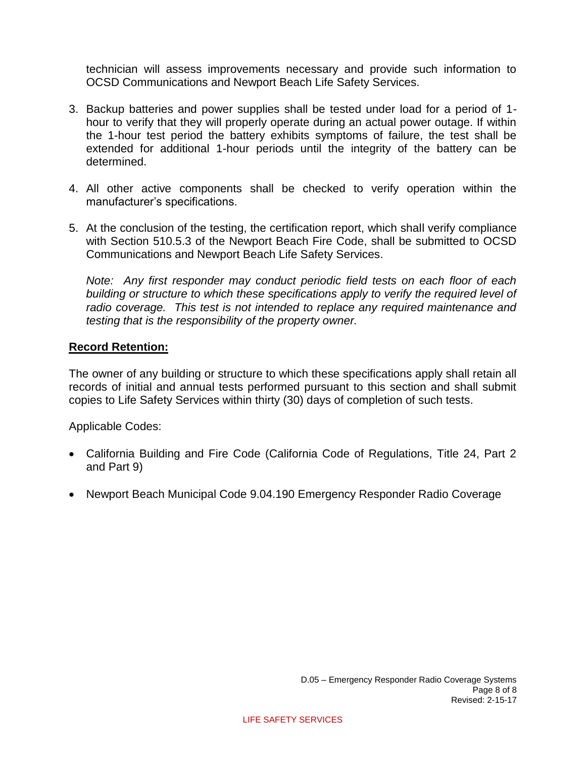technician will assess improvements necessary and provide such information to OCSD Communications and Newport Beach Life Safety Services.

3. Backup batteries and power supplies shall be tested under load for a period of 1-hour to verify that they will properly operate during an actual power outage. If within the 1-hour test period the battery exhibits symptoms of failure, the test shall be extended for additional 1-hour periods until the integrity of the battery can be determined.

4. All other active components shall be checked to verify operation within the manufacturer's specifications.

5. At the conclusion of the testing, the certification report, which shall verify compliance with Section 510.5.3 of the Newport Beach Fire Code, shall be submitted to OCSD Communications and Newport Beach Life Safety Services.

   *Note: Any first responder may conduct periodic field tests on each floor of each building or structure to which these specifications apply to verify the required level of radio coverage. This test is not intended to replace any required maintenance and testing that is the responsibility of the property owner.*

**Record Retention:**

The owner of any building or structure to which these specifications apply shall retain all records of initial and annual tests performed pursuant to this section and shall submit copies to Life Safety Services within thirty (30) days of completion of such tests.

Applicable Codes:

- California Building and Fire Code (California Code of Regulations, Title 24, Part 2 and Part 9)
- Newport Beach Municipal Code 9.04.190 Emergency Responder Radio Coverage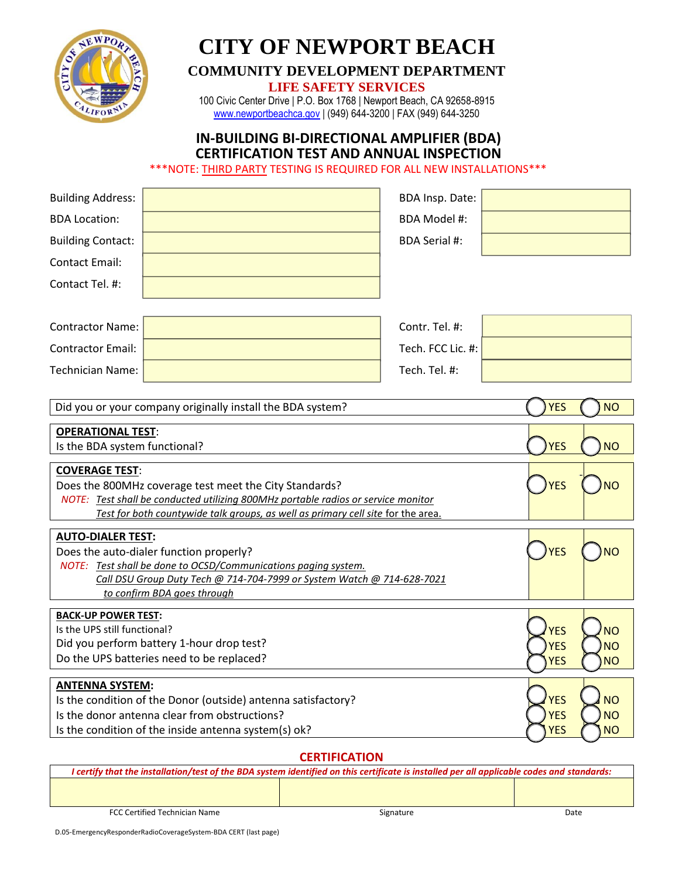# CITY OF NEWPORT BEACH

## COMMUNITY DEVELOPMENT DEPARTMENT

### LIFE SAFETY SERVICES

100 Civic Center Drive | P.O. Box 1768 | Newport Beach, CA 92658-8915
www.newportbeachca.gov | (949) 644-3200 | FAX (949) 644-3250

## IN-BUILDING BI-DIRECTIONAL AMPLIFIER (BDA) CERTIFICATION TEST AND ANNUAL INSPECTION

\*\*\*NOTE: THIRD PARTY TESTING IS REQUIRED FOR ALL NEW INSTALLATIONS\*\*\*

| | | | |
|---|---|---|---|
| Building Address: | | BDA Insp. Date: | |
| BDA Location: | | BDA Model #: | |
| Building Contact: | | BDA Serial #: | |
| Contact Email: | | | |
| Contact Tel. #: | | | |

| | | | |
|---|---|---|---|
| Contractor Name: | | Contr. Tel. #: | |
| Contractor Email: | | Tech. FCC Lic. #: | |
| Technician Name: | | Tech. Tel. #: | |

| | | |
|---|---|---|
| Did you or your company originally install the BDA system? | ◯ YES | ◯ NO |

| | | |
|---|---|---|
| **OPERATIONAL TEST**: Is the BDA system functional? | ◯ YES | ◯ NO |

| | | |
|---|---|---|
| **COVERAGE TEST**: Does the 800MHz coverage test meet the City Standards? *NOTE: Test shall be conducted utilizing 800MHz portable radios or service monitor Test for both countywide talk groups, as well as primary cell site for the area.* | ◯ YES | ◯ NO |

| | | |
|---|---|---|
| **AUTO-DIALER TEST:** Does the auto-dialer function properly? *NOTE: Test shall be done to OCSD/Communications paging system. Call DSU Group Duty Tech @ 714-704-7999 or System Watch @ 714-628-7021 to confirm BDA goes through* | ◯ YES | ◯ NO |

| | | |
|---|---|---|
| **BACK-UP POWER TEST:** | | |
| Is the UPS still functional? | ◯ YES | ◯ NO |
| Did you perform battery 1-hour drop test? | ◯ YES | ◯ NO |
| Do the UPS batteries need to be replaced? | ◯ YES | ◯ NO |

| | | |
|---|---|---|
| **ANTENNA SYSTEM:** | | |
| Is the condition of the Donor (outside) antenna satisfactory? | ◯ YES | ◯ NO |
| Is the donor antenna clear from obstructions? | ◯ YES | ◯ NO |
| Is the condition of the inside antenna system(s) ok? | ◯ YES | ◯ NO |

## CERTIFICATION

*I certify that the installation/test of the BDA system identified on this certificate is installed per all applicable codes and standards:*

| | | |
|---|---|---|
| | | |
| FCC Certified Technician Name | Signature | Date |

D.05-EmergencyResponderRadioCoverageSystem-BDA CERT (last page)